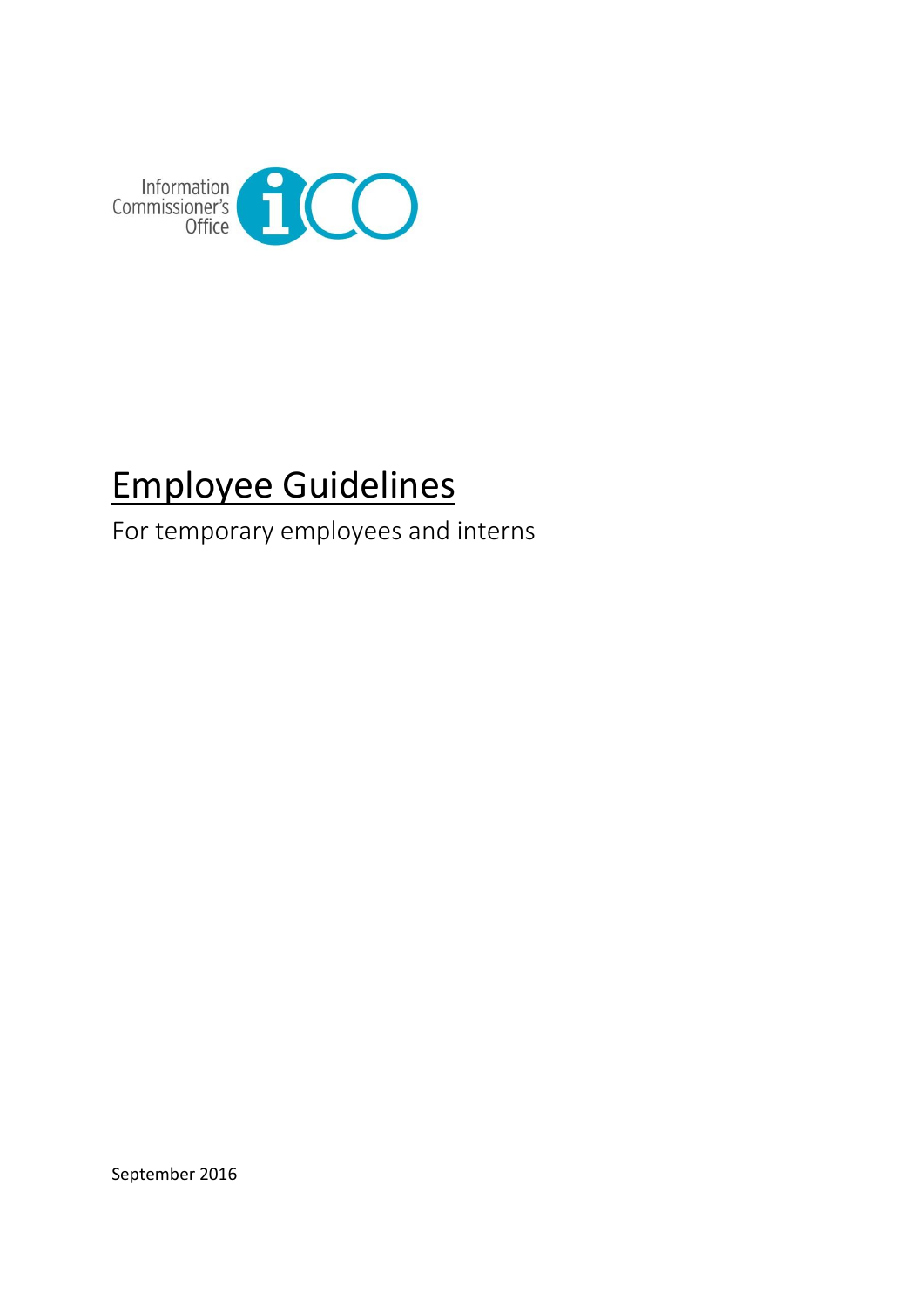Information Commissioner's Office

# Employee Guidelines

For temporary employees and interns

September 2016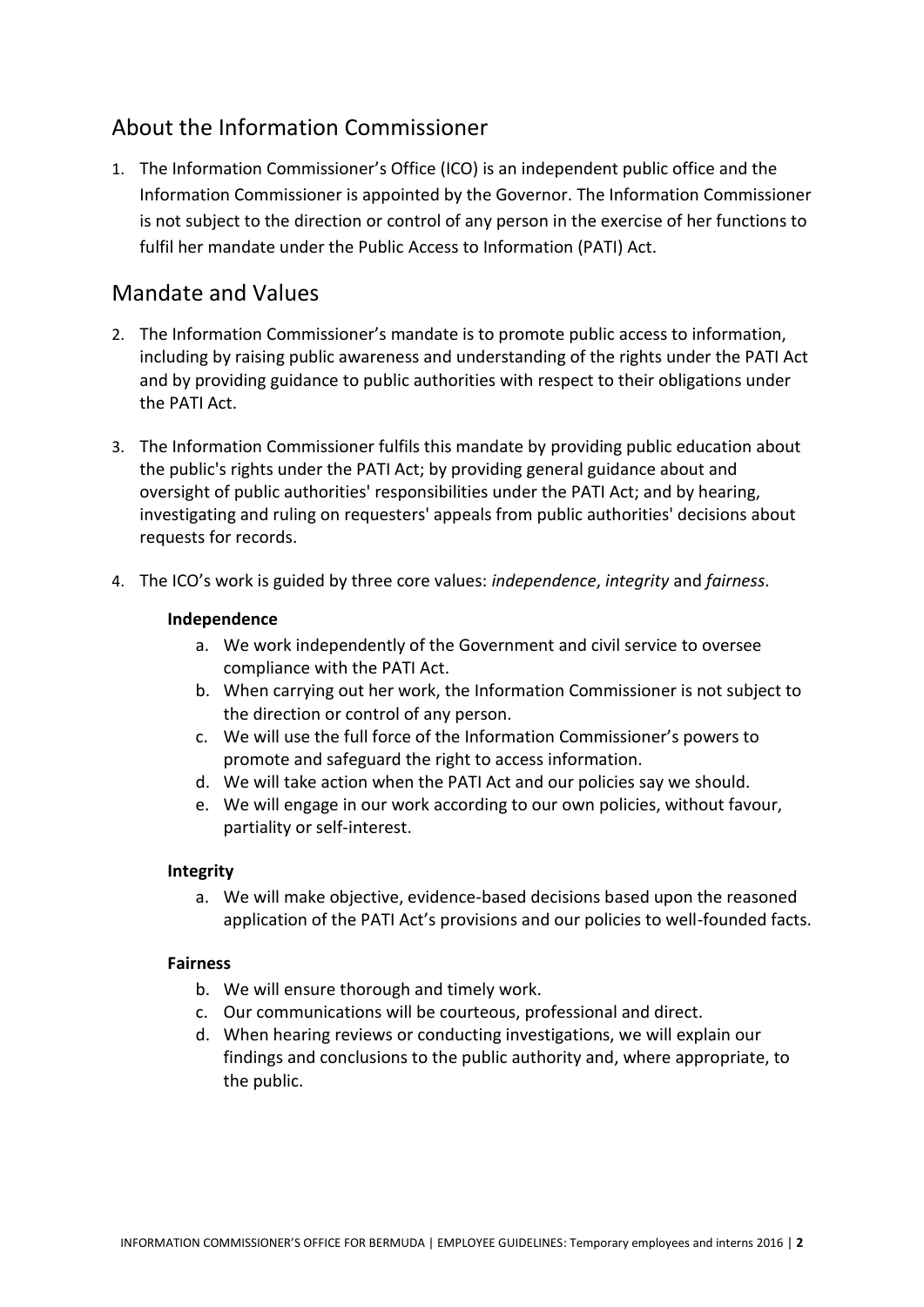## About the Information Commissioner

1. The Information Commissioner's Office (ICO) is an independent public office and the Information Commissioner is appointed by the Governor. The Information Commissioner is not subject to the direction or control of any person in the exercise of her functions to fulfil her mandate under the Public Access to Information (PATI) Act.

## Mandate and Values

2. The Information Commissioner's mandate is to promote public access to information, including by raising public awareness and understanding of the rights under the PATI Act and by providing guidance to public authorities with respect to their obligations under the PATI Act.

3. The Information Commissioner fulfils this mandate by providing public education about the public's rights under the PATI Act; by providing general guidance about and oversight of public authorities' responsibilities under the PATI Act; and by hearing, investigating and ruling on requesters' appeals from public authorities' decisions about requests for records.

4. The ICO's work is guided by three core values: *independence*, *integrity* and *fairness*.

**Independence**

a. We work independently of the Government and civil service to oversee compliance with the PATI Act.
b. When carrying out her work, the Information Commissioner is not subject to the direction or control of any person.
c. We will use the full force of the Information Commissioner's powers to promote and safeguard the right to access information.
d. We will take action when the PATI Act and our policies say we should.
e. We will engage in our work according to our own policies, without favour, partiality or self-interest.

**Integrity**

a. We will make objective, evidence-based decisions based upon the reasoned application of the PATI Act's provisions and our policies to well-founded facts.

**Fairness**

b. We will ensure thorough and timely work.
c. Our communications will be courteous, professional and direct.
d. When hearing reviews or conducting investigations, we will explain our findings and conclusions to the public authority and, where appropriate, to the public.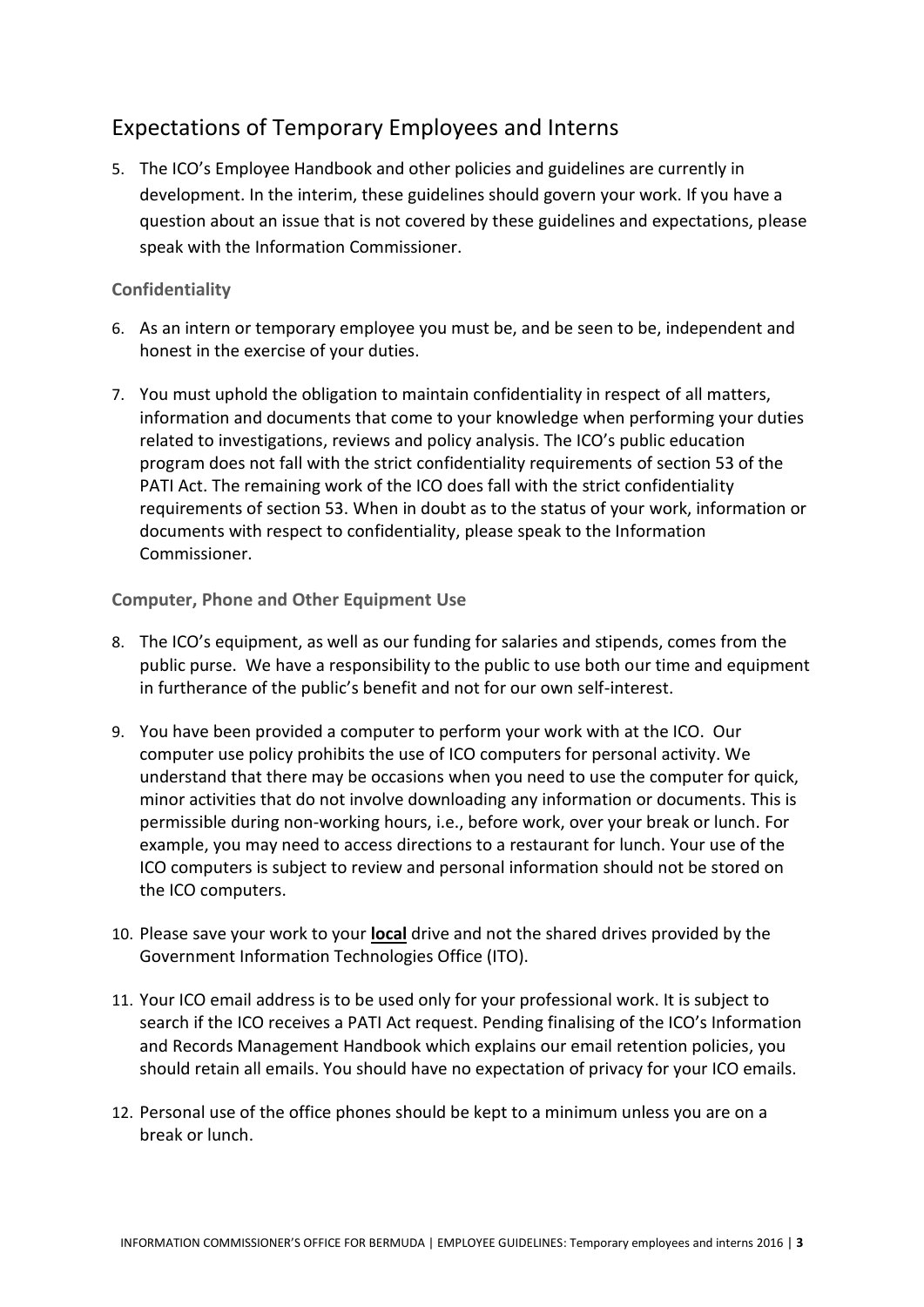## Expectations of Temporary Employees and Interns

5. The ICO's Employee Handbook and other policies and guidelines are currently in development. In the interim, these guidelines should govern your work. If you have a question about an issue that is not covered by these guidelines and expectations, please speak with the Information Commissioner.

### Confidentiality

6. As an intern or temporary employee you must be, and be seen to be, independent and honest in the exercise of your duties.

7. You must uphold the obligation to maintain confidentiality in respect of all matters, information and documents that come to your knowledge when performing your duties related to investigations, reviews and policy analysis. The ICO's public education program does not fall with the strict confidentiality requirements of section 53 of the PATI Act. The remaining work of the ICO does fall with the strict confidentiality requirements of section 53. When in doubt as to the status of your work, information or documents with respect to confidentiality, please speak to the Information Commissioner.

### Computer, Phone and Other Equipment Use

8. The ICO's equipment, as well as our funding for salaries and stipends, comes from the public purse. We have a responsibility to the public to use both our time and equipment in furtherance of the public's benefit and not for our own self-interest.

9. You have been provided a computer to perform your work with at the ICO. Our computer use policy prohibits the use of ICO computers for personal activity. We understand that there may be occasions when you need to use the computer for quick, minor activities that do not involve downloading any information or documents. This is permissible during non-working hours, i.e., before work, over your break or lunch. For example, you may need to access directions to a restaurant for lunch. Your use of the ICO computers is subject to review and personal information should not be stored on the ICO computers.

10. Please save your work to your **local** drive and not the shared drives provided by the Government Information Technologies Office (ITO).

11. Your ICO email address is to be used only for your professional work. It is subject to search if the ICO receives a PATI Act request. Pending finalising of the ICO's Information and Records Management Handbook which explains our email retention policies, you should retain all emails. You should have no expectation of privacy for your ICO emails.

12. Personal use of the office phones should be kept to a minimum unless you are on a break or lunch.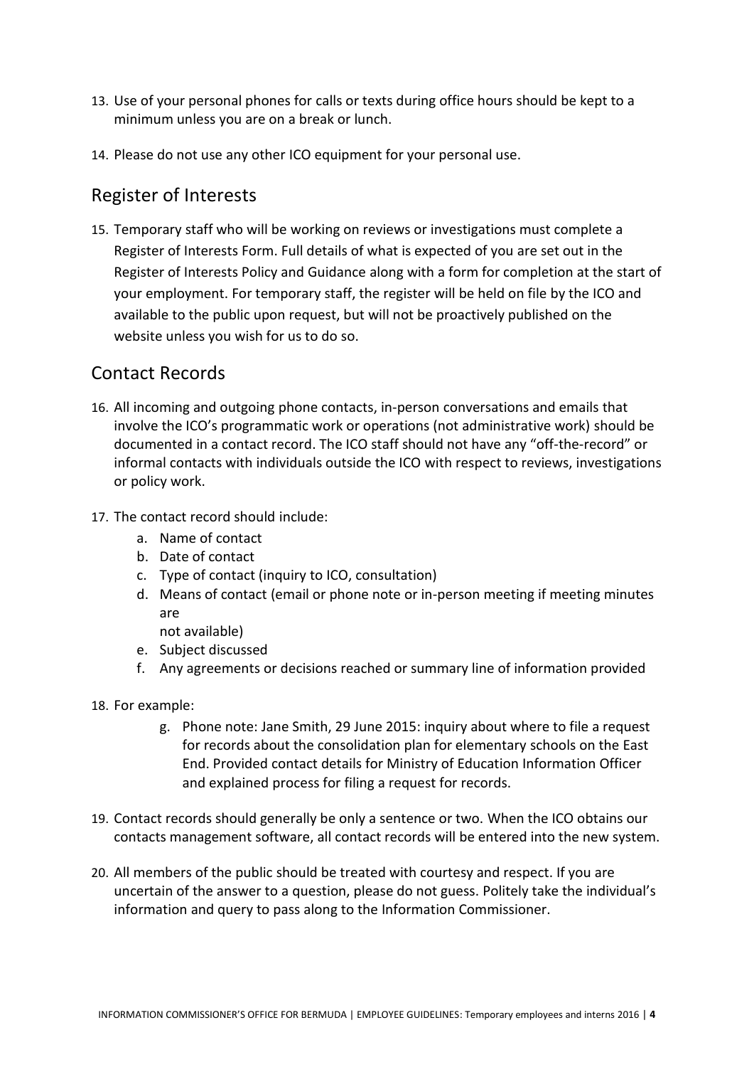13. Use of your personal phones for calls or texts during office hours should be kept to a minimum unless you are on a break or lunch.

14. Please do not use any other ICO equipment for your personal use.

## Register of Interests

15. Temporary staff who will be working on reviews or investigations must complete a Register of Interests Form. Full details of what is expected of you are set out in the Register of Interests Policy and Guidance along with a form for completion at the start of your employment. For temporary staff, the register will be held on file by the ICO and available to the public upon request, but will not be proactively published on the website unless you wish for us to do so.

## Contact Records

16. All incoming and outgoing phone contacts, in-person conversations and emails that involve the ICO's programmatic work or operations (not administrative work) should be documented in a contact record. The ICO staff should not have any "off-the-record" or informal contacts with individuals outside the ICO with respect to reviews, investigations or policy work.

17. The contact record should include:
    a. Name of contact
    b. Date of contact
    c. Type of contact (inquiry to ICO, consultation)
    d. Means of contact (email or phone note or in-person meeting if meeting minutes are not available)
    e. Subject discussed
    f. Any agreements or decisions reached or summary line of information provided

18. For example:
    g. Phone note: Jane Smith, 29 June 2015: inquiry about where to file a request for records about the consolidation plan for elementary schools on the East End. Provided contact details for Ministry of Education Information Officer and explained process for filing a request for records.

19. Contact records should generally be only a sentence or two. When the ICO obtains our contacts management software, all contact records will be entered into the new system.

20. All members of the public should be treated with courtesy and respect. If you are uncertain of the answer to a question, please do not guess. Politely take the individual's information and query to pass along to the Information Commissioner.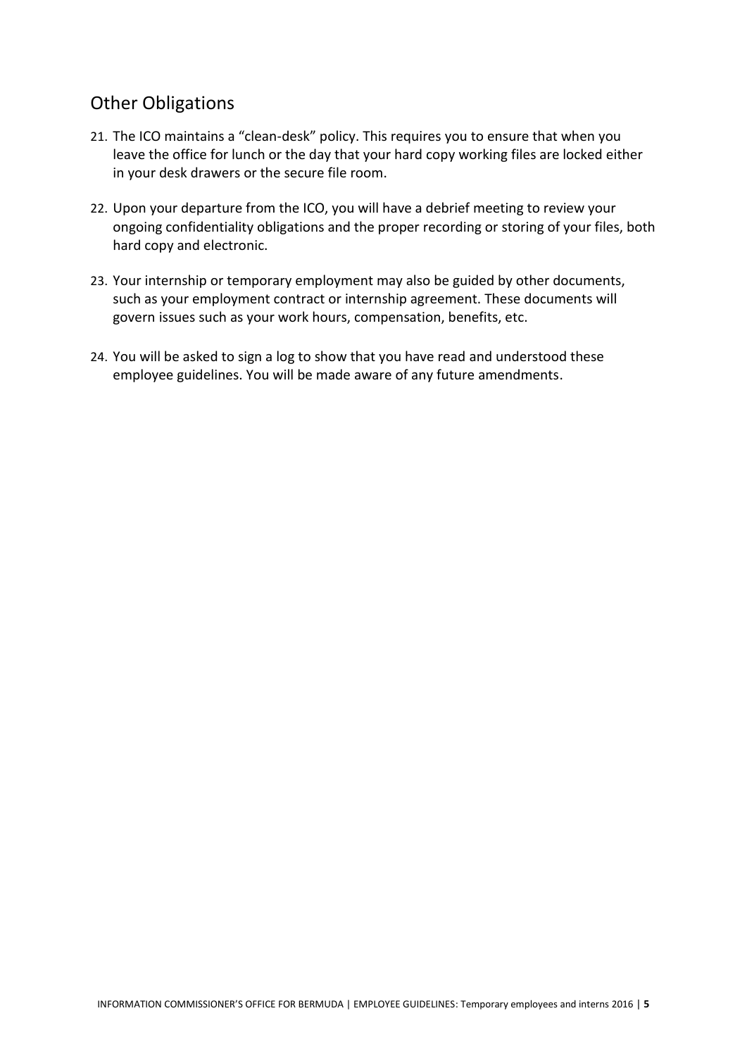## Other Obligations

21. The ICO maintains a "clean-desk" policy. This requires you to ensure that when you leave the office for lunch or the day that your hard copy working files are locked either in your desk drawers or the secure file room.

22. Upon your departure from the ICO, you will have a debrief meeting to review your ongoing confidentiality obligations and the proper recording or storing of your files, both hard copy and electronic.

23. Your internship or temporary employment may also be guided by other documents, such as your employment contract or internship agreement. These documents will govern issues such as your work hours, compensation, benefits, etc.

24. You will be asked to sign a log to show that you have read and understood these employee guidelines. You will be made aware of any future amendments.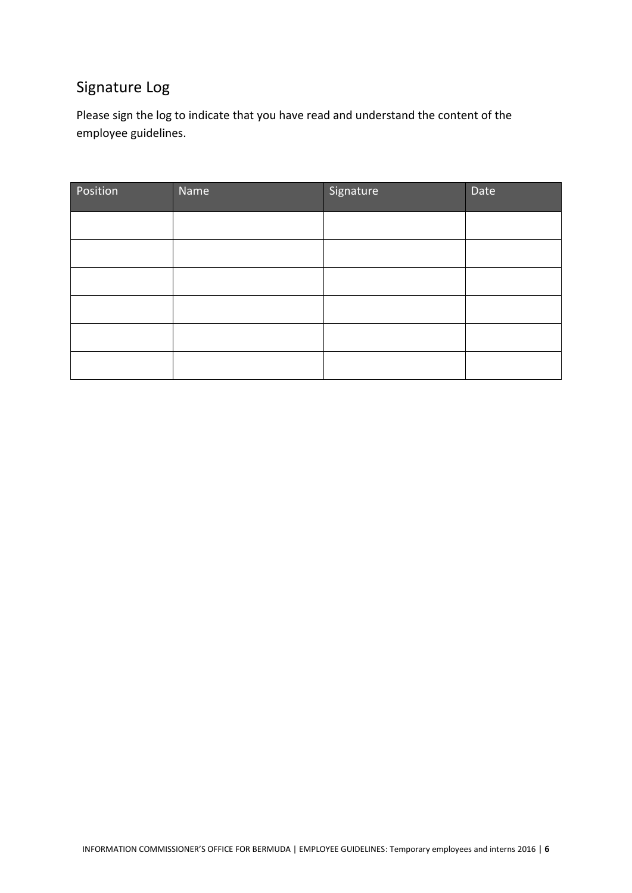## Signature Log

Please sign the log to indicate that you have read and understand the content of the employee guidelines.

| Position | Name | Signature | Date |
|---|---|---|---|
| | | | |
| | | | |
| | | | |
| | | | |
| | | | |
| | | | |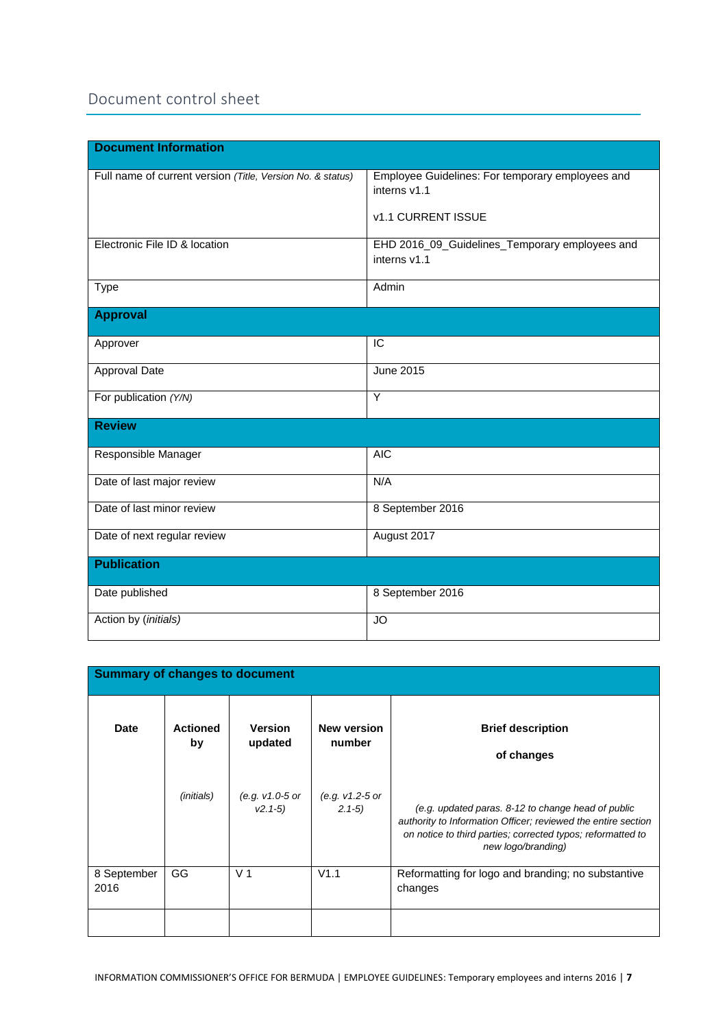## Document control sheet

| Document Information | |
|---|---|
| Full name of current version *(Title, Version No. & status)* | Employee Guidelines: For temporary employees and interns v1.1<br><br>v1.1 CURRENT ISSUE |
| Electronic File ID & location | EHD 2016_09_Guidelines_Temporary employees and interns v1.1 |
| Type | Admin |
| **Approval** | |
| Approver | IC |
| Approval Date | June 2015 |
| For publication *(Y/N)* | Y |
| **Review** | |
| Responsible Manager | AIC |
| Date of last major review | N/A |
| Date of last minor review | 8 September 2016 |
| Date of next regular review | August 2017 |
| **Publication** | |
| Date published | 8 September 2016 |
| Action by *(initials)* | JO |

**Summary of changes to document**

| Date | Actioned by<br><br>*(initials)* | Version updated<br><br>*(e.g. v1.0-5 or v2.1-5)* | New version number<br><br>*(e.g. v1.2-5 or 2.1-5)* | Brief description of changes<br><br>*(e.g. updated paras. 8-12 to change head of public authority to Information Officer; reviewed the entire section on notice to third parties; corrected typos; reformatted to new logo/branding)* |
|---|---|---|---|---|
| 8 September 2016 | GG | V 1 | V1.1 | Reformatting for logo and branding; no substantive changes |
| | | | | |